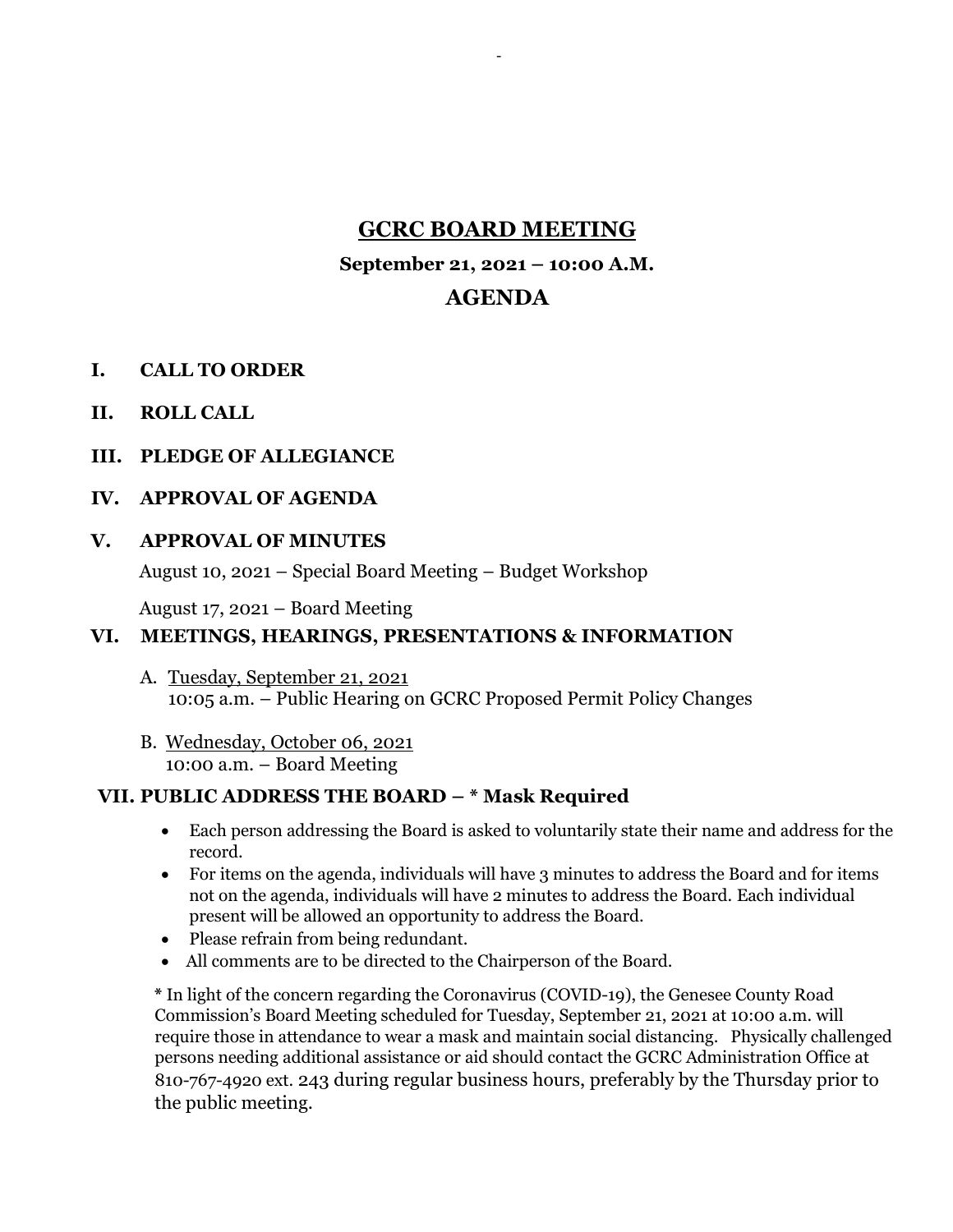# GCRC BOARD MEETING

**September 21, 2021 – 10:00 A.M.**

## AGENDA

**I. CALL TO ORDER**

**II. ROLL CALL**

**III. PLEDGE OF ALLEGIANCE**

**IV. APPROVAL OF AGENDA**

**V. APPROVAL OF MINUTES**

August 10, 2021 – Special Board Meeting – Budget Workshop

August 17, 2021 – Board Meeting

**VI. MEETINGS, HEARINGS, PRESENTATIONS & INFORMATION**

A. Tuesday, September 21, 2021
10:05 a.m. – Public Hearing on GCRC Proposed Permit Policy Changes

B. Wednesday, October 06, 2021
10:00 a.m. – Board Meeting

**VII. PUBLIC ADDRESS THE BOARD – * Mask Required**

- Each person addressing the Board is asked to voluntarily state their name and address for the record.
- For items on the agenda, individuals will have 3 minutes to address the Board and for items not on the agenda, individuals will have 2 minutes to address the Board. Each individual present will be allowed an opportunity to address the Board.
- Please refrain from being redundant.
- All comments are to be directed to the Chairperson of the Board.

**\*** In light of the concern regarding the Coronavirus (COVID-19), the Genesee County Road Commission's Board Meeting scheduled for Tuesday, September 21, 2021 at 10:00 a.m. will require those in attendance to wear a mask and maintain social distancing. Physically challenged persons needing additional assistance or aid should contact the GCRC Administration Office at 810-767-4920 ext. 243 during regular business hours, preferably by the Thursday prior to the public meeting.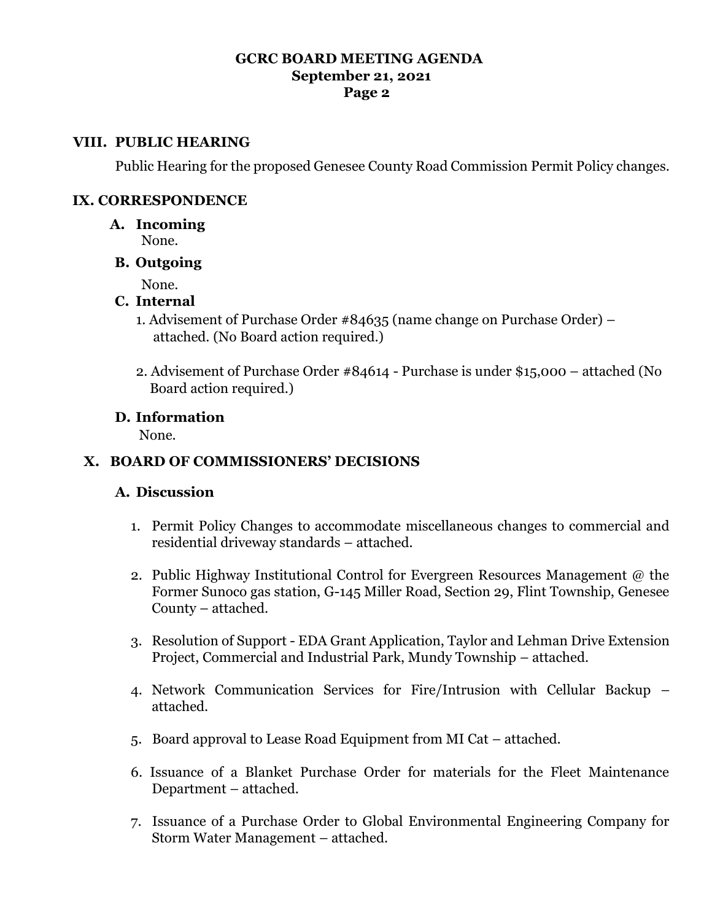## VIII. PUBLIC HEARING

Public Hearing for the proposed Genesee County Road Commission Permit Policy changes.

## IX. CORRESPONDENCE

### A. Incoming

None.

### B. Outgoing

None.

### C. Internal

1. Advisement of Purchase Order #84635 (name change on Purchase Order) – attached. (No Board action required.)

2. Advisement of Purchase Order #84614 - Purchase is under $15,000 – attached (No Board action required.)

### D. Information

None.

## X. BOARD OF COMMISSIONERS' DECISIONS

### A. Discussion

1. Permit Policy Changes to accommodate miscellaneous changes to commercial and residential driveway standards – attached.

2. Public Highway Institutional Control for Evergreen Resources Management @ the Former Sunoco gas station, G-145 Miller Road, Section 29, Flint Township, Genesee County – attached.

3. Resolution of Support - EDA Grant Application, Taylor and Lehman Drive Extension Project, Commercial and Industrial Park, Mundy Township – attached.

4. Network Communication Services for Fire/Intrusion with Cellular Backup – attached.

5. Board approval to Lease Road Equipment from MI Cat – attached.

6. Issuance of a Blanket Purchase Order for materials for the Fleet Maintenance Department – attached.

7. Issuance of a Purchase Order to Global Environmental Engineering Company for Storm Water Management – attached.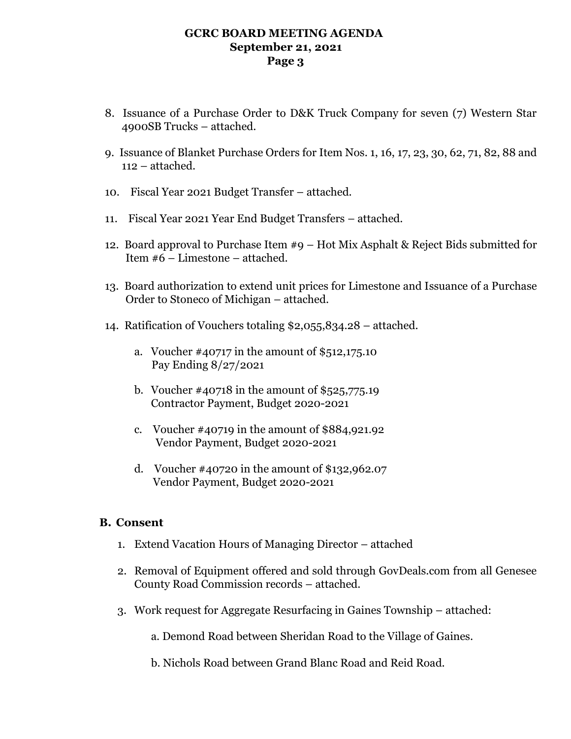8. Issuance of a Purchase Order to D&K Truck Company for seven (7) Western Star 4900SB Trucks – attached.

9. Issuance of Blanket Purchase Orders for Item Nos. 1, 16, 17, 23, 30, 62, 71, 82, 88 and 112 – attached.

10. Fiscal Year 2021 Budget Transfer – attached.

11. Fiscal Year 2021 Year End Budget Transfers – attached.

12. Board approval to Purchase Item #9 – Hot Mix Asphalt & Reject Bids submitted for Item #6 – Limestone – attached.

13. Board authorization to extend unit prices for Limestone and Issuance of a Purchase Order to Stoneco of Michigan – attached.

14. Ratification of Vouchers totaling $2,055,834.28 – attached.

    a. Voucher #40717 in the amount of $512,175.10
       Pay Ending 8/27/2021

    b. Voucher #40718 in the amount of $525,775.19
       Contractor Payment, Budget 2020-2021

    c. Voucher #40719 in the amount of $884,921.92
       Vendor Payment, Budget 2020-2021

    d. Voucher #40720 in the amount of $132,962.07
       Vendor Payment, Budget 2020-2021

## B. Consent

1. Extend Vacation Hours of Managing Director – attached

2. Removal of Equipment offered and sold through GovDeals.com from all Genesee County Road Commission records – attached.

3. Work request for Aggregate Resurfacing in Gaines Township – attached:

    a. Demond Road between Sheridan Road to the Village of Gaines.

    b. Nichols Road between Grand Blanc Road and Reid Road.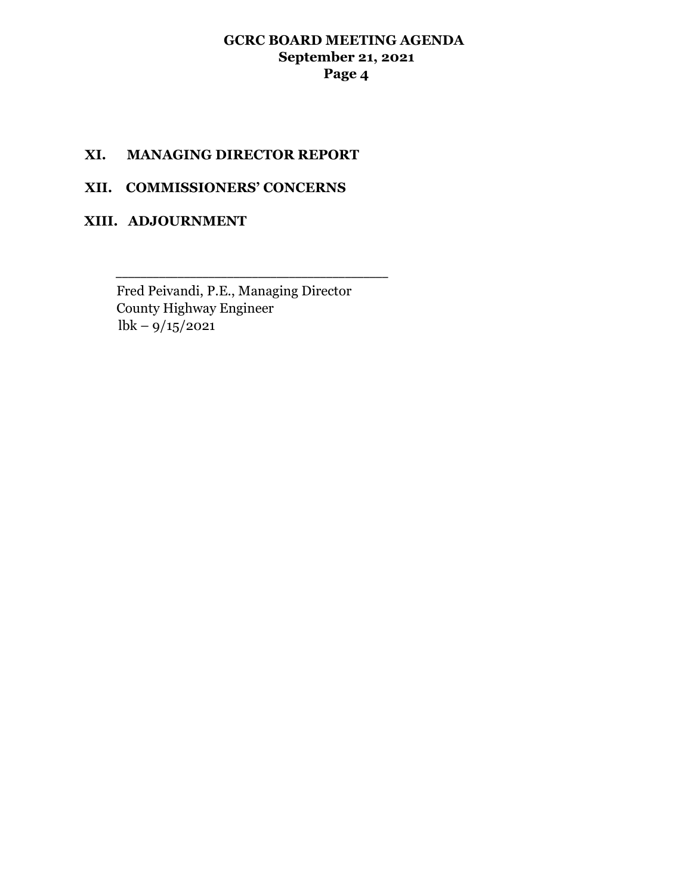## XI. MANAGING DIRECTOR REPORT

## XII. COMMISSIONERS' CONCERNS

## XIII. ADJOURNMENT

\_\_\_\_\_\_\_\_\_\_\_\_\_\_\_\_\_\_\_\_\_\_\_\_\_\_\_\_\_\_\_\_

Fred Peivandi, P.E., Managing Director
County Highway Engineer
lbk – 9/15/2021